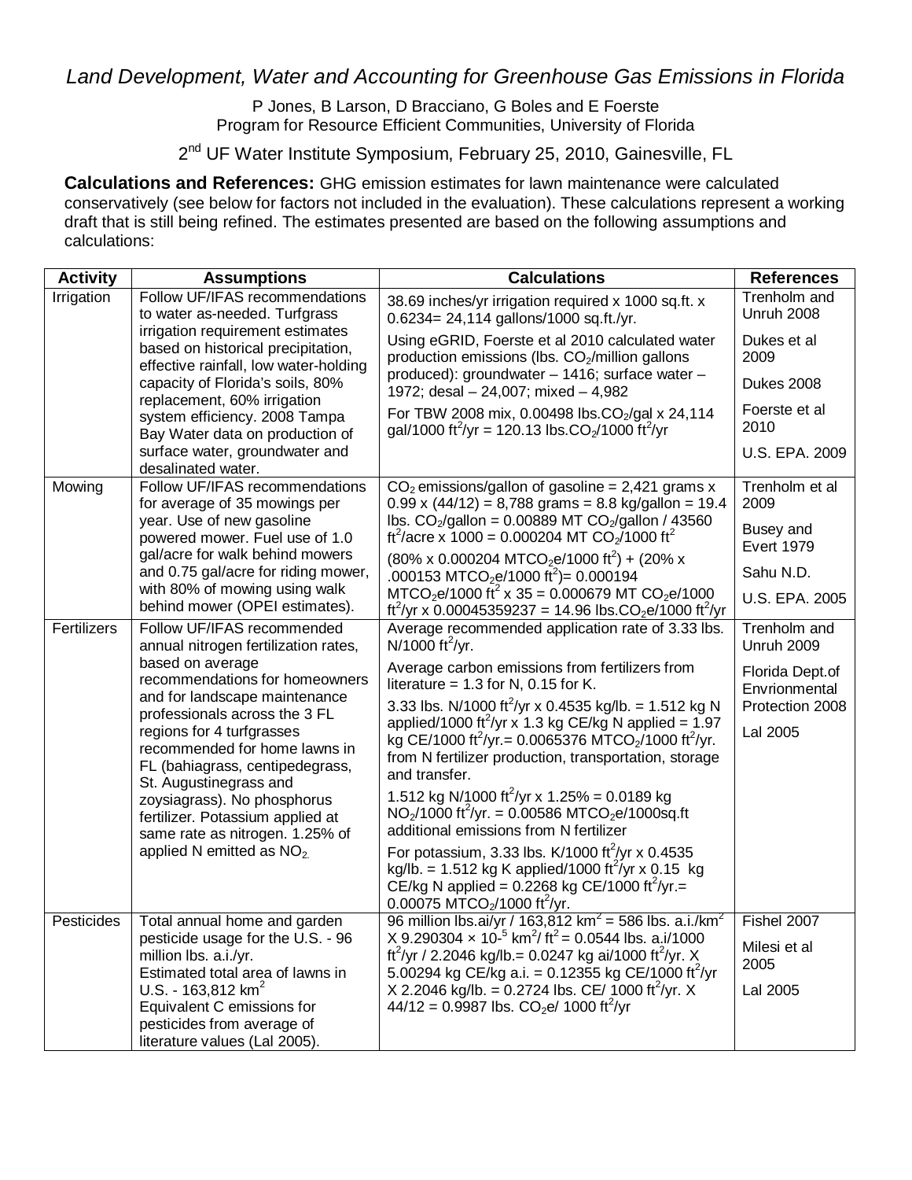# *Land Development, Water and Accounting for Greenhouse Gas Emissions in Florida*

P Jones, B Larson, D Bracciano, G Boles and E Foerste
Program for Resource Efficient Communities, University of Florida

2nd UF Water Institute Symposium, February 25, 2010, Gainesville, FL

**Calculations and References:** GHG emission estimates for lawn maintenance were calculated conservatively (see below for factors not included in the evaluation). These calculations represent a working draft that is still being refined. The estimates presented are based on the following assumptions and calculations:

| Activity | Assumptions | Calculations | References |
|---|---|---|---|
| Irrigation | Follow UF/IFAS recommendations to water as-needed. Turfgrass irrigation requirement estimates based on historical precipitation, effective rainfall, low water-holding capacity of Florida's soils, 80% replacement, 60% irrigation system efficiency. 2008 Tampa Bay Water data on production of surface water, groundwater and desalinated water. | 38.69 inches/yr irrigation required x 1000 sq.ft. x 0.6234= 24,114 gallons/1000 sq.ft./yr.<br>Using eGRID, Foerste et al 2010 calculated water production emissions (lbs. $CO_2$/million gallons produced): groundwater – 1416; surface water – 1972; desal – 24,007; mixed – 4,982<br>For TBW 2008 mix, 0.00498 lbs.$CO_2$/gal x 24,114 gal/1000 $ft^2$/yr = 120.13 lbs.$CO_2$/1000 $ft^2$/yr | Trenholm and Unruh 2008<br>Dukes et al 2009<br>Dukes 2008<br>Foerste et al 2010<br>U.S. EPA. 2009 |
| Mowing | Follow UF/IFAS recommendations for average of 35 mowings per year. Use of new gasoline powered mower. Fuel use of 1.0 gal/acre for walk behind mowers and 0.75 gal/acre for riding mower, with 80% of mowing using walk behind mower (OPEI estimates). | $CO_2$ emissions/gallon of gasoline = 2,421 grams x 0.99 x (44/12) = 8,788 grams = 8.8 kg/gallon = 19.4 lbs. $CO_2$/gallon = 0.00889 MT $CO_2$/gallon / 43560 $ft^2$/acre x 1000 = 0.000204 MT $CO_2$/1000 $ft^2$<br>(80% x 0.000204 MT$CO_2$e/1000 $ft^2$) + (20% x .000153 MT$CO_2$e/1000 $ft^2$)= 0.000194 MT$CO_2$e/1000 $ft^2$ x 35 = 0.000679 MT $CO_2$e/1000 $ft^2$/yr x 0.00045359237 = 14.96 lbs.$CO_2$e/1000 $ft^2$/yr | Trenholm et al 2009<br>Busey and Evert 1979<br>Sahu N.D.<br>U.S. EPA. 2005 |
| Fertilizers | Follow UF/IFAS recommended annual nitrogen fertilization rates, based on average recommendations for homeowners and for landscape maintenance professionals across the 3 FL regions for 4 turfgrasses recommended for home lawns in FL (bahiagrass, centipedegrass, St. Augustinegrass and zoysiagrass). No phosphorus fertilizer. Potassium applied at same rate as nitrogen. 1.25% of applied N emitted as $NO_2$. | Average recommended application rate of 3.33 lbs. N/1000 $ft^2$/yr.<br>Average carbon emissions from fertilizers from literature = 1.3 for N, 0.15 for K.<br>3.33 lbs. N/1000 $ft^2$/yr x 0.4535 kg/lb. = 1.512 kg N applied/1000 $ft^2$/yr x 1.3 kg CE/kg N applied = 1.97 kg CE/1000 $ft^2$/yr.= 0.0065376 MT$CO_2$/1000 $ft^2$/yr. from N fertilizer production, transportation, storage and transfer.<br>1.512 kg N/1000 $ft^2$/yr x 1.25% = 0.0189 kg $NO_2$/1000 $ft^2$/yr. = 0.00586 MT$CO_2$e/1000sq.ft additional emissions from N fertilizer<br>For potassium, 3.33 lbs. K/1000 $ft^2$/yr x 0.4535 kg/lb. = 1.512 kg K applied/1000 $ft^2$/yr x 0.15 kg CE/kg N applied = 0.2268 kg CE/1000 $ft^2$/yr.= 0.00075 MT$CO_2$/1000 $ft^2$/yr. | Trenholm and Unruh 2009<br>Florida Dept.of Envrionmental Protection 2008<br>Lal 2005 |
| Pesticides | Total annual home and garden pesticide usage for the U.S. - 96 million lbs. a.i./yr.<br>Estimated total area of lawns in U.S. - 163,812 $km^2$<br>Equivalent C emissions for pesticides from average of literature values (Lal 2005). | 96 million lbs.ai/yr / 163,812 $km^2$ = 586 lbs. a.i./$km^2$ X 9.290304 × $10^{-5}$ $km^2$/ $ft^2$ = 0.0544 lbs. a.i/1000 $ft^2$/yr / 2.2046 kg/lb.= 0.0247 kg ai/1000 $ft^2$/yr. X 5.00294 kg CE/kg a.i. = 0.12355 kg CE/1000 $ft^2$/yr X 2.2046 kg/lb. = 0.2724 lbs. CE/ 1000 $ft^2$/yr. X 44/12 = 0.9987 lbs. $CO_2$e/ 1000 $ft^2$/yr | Fishel 2007<br>Milesi et al 2005<br>Lal 2005 |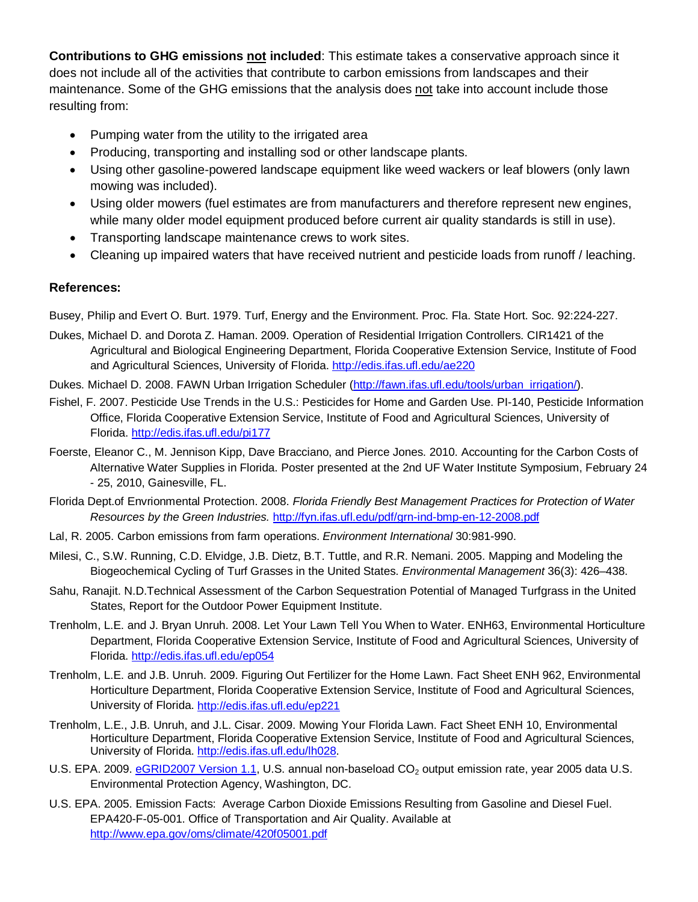**Contributions to GHG emissions not included**: This estimate takes a conservative approach since it does not include all of the activities that contribute to carbon emissions from landscapes and their maintenance. Some of the GHG emissions that the analysis does not take into account include those resulting from:

- Pumping water from the utility to the irrigated area
- Producing, transporting and installing sod or other landscape plants.
- Using other gasoline-powered landscape equipment like weed wackers or leaf blowers (only lawn mowing was included).
- Using older mowers (fuel estimates are from manufacturers and therefore represent new engines, while many older model equipment produced before current air quality standards is still in use).
- Transporting landscape maintenance crews to work sites.
- Cleaning up impaired waters that have received nutrient and pesticide loads from runoff / leaching.

**References:**

Busey, Philip and Evert O. Burt. 1979. Turf, Energy and the Environment. Proc. Fla. State Hort. Soc. 92:224-227.

Dukes, Michael D. and Dorota Z. Haman. 2009. Operation of Residential Irrigation Controllers. CIR1421 of the Agricultural and Biological Engineering Department, Florida Cooperative Extension Service, Institute of Food and Agricultural Sciences, University of Florida. http://edis.ifas.ufl.edu/ae220

Dukes. Michael D. 2008. FAWN Urban Irrigation Scheduler (http://fawn.ifas.ufl.edu/tools/urban_irrigation/).

Fishel, F. 2007. Pesticide Use Trends in the U.S.: Pesticides for Home and Garden Use. PI-140, Pesticide Information Office, Florida Cooperative Extension Service, Institute of Food and Agricultural Sciences, University of Florida. http://edis.ifas.ufl.edu/pi177

Foerste, Eleanor C., M. Jennison Kipp, Dave Bracciano, and Pierce Jones. 2010. Accounting for the Carbon Costs of Alternative Water Supplies in Florida. Poster presented at the 2nd UF Water Institute Symposium, February 24 - 25, 2010, Gainesville, FL.

Florida Dept.of Envrionmental Protection. 2008. *Florida Friendly Best Management Practices for Protection of Water Resources by the Green Industries.* http://fyn.ifas.ufl.edu/pdf/grn-ind-bmp-en-12-2008.pdf

Lal, R. 2005. Carbon emissions from farm operations. *Environment International* 30:981-990.

Milesi, C., S.W. Running, C.D. Elvidge, J.B. Dietz, B.T. Tuttle, and R.R. Nemani. 2005. Mapping and Modeling the Biogeochemical Cycling of Turf Grasses in the United States. *Environmental Management* 36(3): 426–438.

Sahu, Ranajit. N.D.Technical Assessment of the Carbon Sequestration Potential of Managed Turfgrass in the United States, Report for the Outdoor Power Equipment Institute.

Trenholm, L.E. and J. Bryan Unruh. 2008. Let Your Lawn Tell You When to Water. ENH63, Environmental Horticulture Department, Florida Cooperative Extension Service, Institute of Food and Agricultural Sciences, University of Florida. http://edis.ifas.ufl.edu/ep054

Trenholm, L.E. and J.B. Unruh. 2009. Figuring Out Fertilizer for the Home Lawn. Fact Sheet ENH 962, Environmental Horticulture Department, Florida Cooperative Extension Service, Institute of Food and Agricultural Sciences, University of Florida. http://edis.ifas.ufl.edu/ep221

Trenholm, L.E., J.B. Unruh, and J.L. Cisar. 2009. Mowing Your Florida Lawn. Fact Sheet ENH 10, Environmental Horticulture Department, Florida Cooperative Extension Service, Institute of Food and Agricultural Sciences, University of Florida. http://edis.ifas.ufl.edu/lh028.

U.S. EPA. 2009. eGRID2007 Version 1.1, U.S. annual non-baseload $CO_2$ output emission rate, year 2005 data U.S. Environmental Protection Agency, Washington, DC.

U.S. EPA. 2005. Emission Facts: Average Carbon Dioxide Emissions Resulting from Gasoline and Diesel Fuel. EPA420-F-05-001. Office of Transportation and Air Quality. Available at http://www.epa.gov/oms/climate/420f05001.pdf